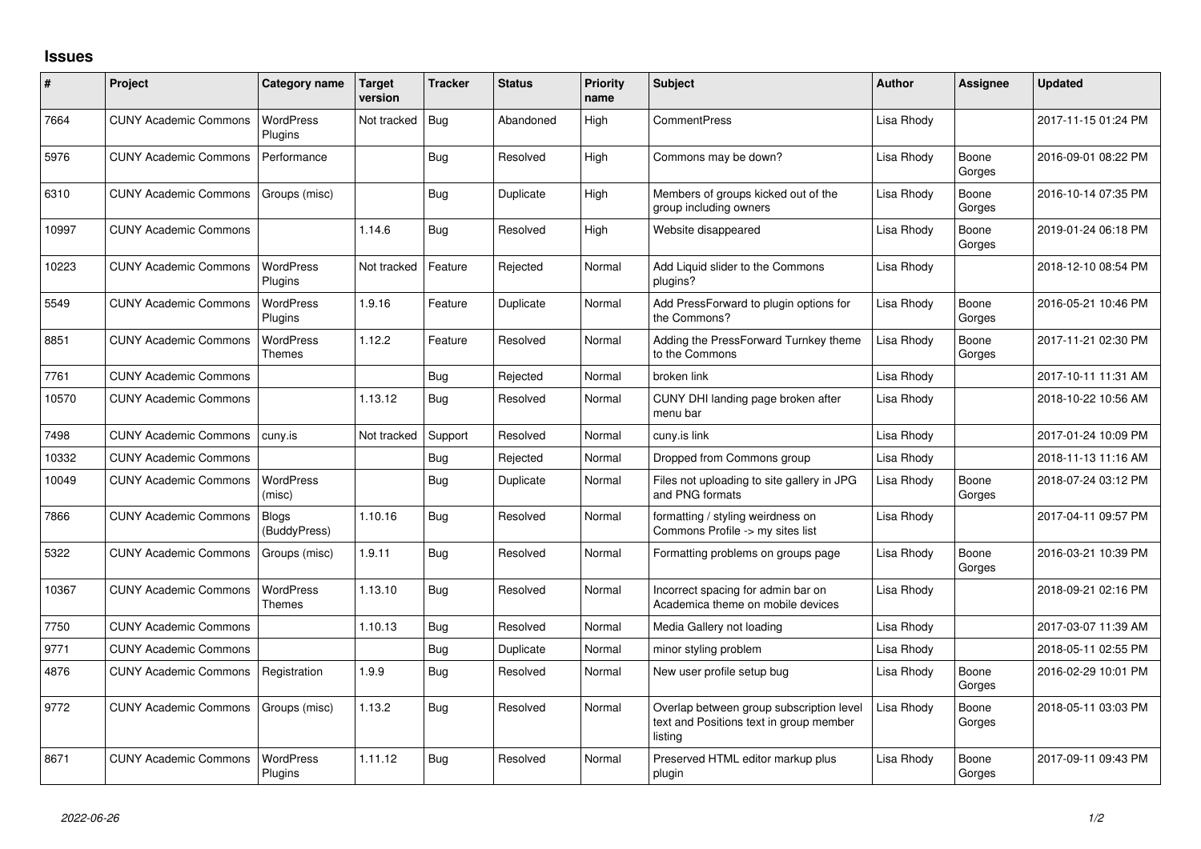# Issues

| # | Project | Category name | Target version | Tracker | Status | Priority name | Subject | Author | Assignee | Updated |
|---|---|---|---|---|---|---|---|---|---|---|
| 7664 | CUNY Academic Commons | WordPress Plugins | Not tracked | Bug | Abandoned | High | CommentPress | Lisa Rhody | | 2017-11-15 01:24 PM |
| 5976 | CUNY Academic Commons | Performance | | Bug | Resolved | High | Commons may be down? | Lisa Rhody | Boone Gorges | 2016-09-01 08:22 PM |
| 6310 | CUNY Academic Commons | Groups (misc) | | Bug | Duplicate | High | Members of groups kicked out of the group including owners | Lisa Rhody | Boone Gorges | 2016-10-14 07:35 PM |
| 10997 | CUNY Academic Commons | | 1.14.6 | Bug | Resolved | High | Website disappeared | Lisa Rhody | Boone Gorges | 2019-01-24 06:18 PM |
| 10223 | CUNY Academic Commons | WordPress Plugins | Not tracked | Feature | Rejected | Normal | Add Liquid slider to the Commons plugins? | Lisa Rhody | | 2018-12-10 08:54 PM |
| 5549 | CUNY Academic Commons | WordPress Plugins | 1.9.16 | Feature | Duplicate | Normal | Add PressForward to plugin options for the Commons? | Lisa Rhody | Boone Gorges | 2016-05-21 10:46 PM |
| 8851 | CUNY Academic Commons | WordPress Themes | 1.12.2 | Feature | Resolved | Normal | Adding the PressForward Turnkey theme to the Commons | Lisa Rhody | Boone Gorges | 2017-11-21 02:30 PM |
| 7761 | CUNY Academic Commons | | | Bug | Rejected | Normal | broken link | Lisa Rhody | | 2017-10-11 11:31 AM |
| 10570 | CUNY Academic Commons | | 1.13.12 | Bug | Resolved | Normal | CUNY DHI landing page broken after menu bar | Lisa Rhody | | 2018-10-22 10:56 AM |
| 7498 | CUNY Academic Commons | cuny.is | Not tracked | Support | Resolved | Normal | cuny.is link | Lisa Rhody | | 2017-01-24 10:09 PM |
| 10332 | CUNY Academic Commons | | | Bug | Rejected | Normal | Dropped from Commons group | Lisa Rhody | | 2018-11-13 11:16 AM |
| 10049 | CUNY Academic Commons | WordPress (misc) | | Bug | Duplicate | Normal | Files not uploading to site gallery in JPG and PNG formats | Lisa Rhody | Boone Gorges | 2018-07-24 03:12 PM |
| 7866 | CUNY Academic Commons | Blogs (BuddyPress) | 1.10.16 | Bug | Resolved | Normal | formatting / styling weirdness on Commons Profile -> my sites list | Lisa Rhody | | 2017-04-11 09:57 PM |
| 5322 | CUNY Academic Commons | Groups (misc) | 1.9.11 | Bug | Resolved | Normal | Formatting problems on groups page | Lisa Rhody | Boone Gorges | 2016-03-21 10:39 PM |
| 10367 | CUNY Academic Commons | WordPress Themes | 1.13.10 | Bug | Resolved | Normal | Incorrect spacing for admin bar on Academica theme on mobile devices | Lisa Rhody | | 2018-09-21 02:16 PM |
| 7750 | CUNY Academic Commons | | 1.10.13 | Bug | Resolved | Normal | Media Gallery not loading | Lisa Rhody | | 2017-03-07 11:39 AM |
| 9771 | CUNY Academic Commons | | | Bug | Duplicate | Normal | minor styling problem | Lisa Rhody | | 2018-05-11 02:55 PM |
| 4876 | CUNY Academic Commons | Registration | 1.9.9 | Bug | Resolved | Normal | New user profile setup bug | Lisa Rhody | Boone Gorges | 2016-02-29 10:01 PM |
| 9772 | CUNY Academic Commons | Groups (misc) | 1.13.2 | Bug | Resolved | Normal | Overlap between group subscription level text and Positions text in group member listing | Lisa Rhody | Boone Gorges | 2018-05-11 03:03 PM |
| 8671 | CUNY Academic Commons | WordPress Plugins | 1.11.12 | Bug | Resolved | Normal | Preserved HTML editor markup plus plugin | Lisa Rhody | Boone Gorges | 2017-09-11 09:43 PM |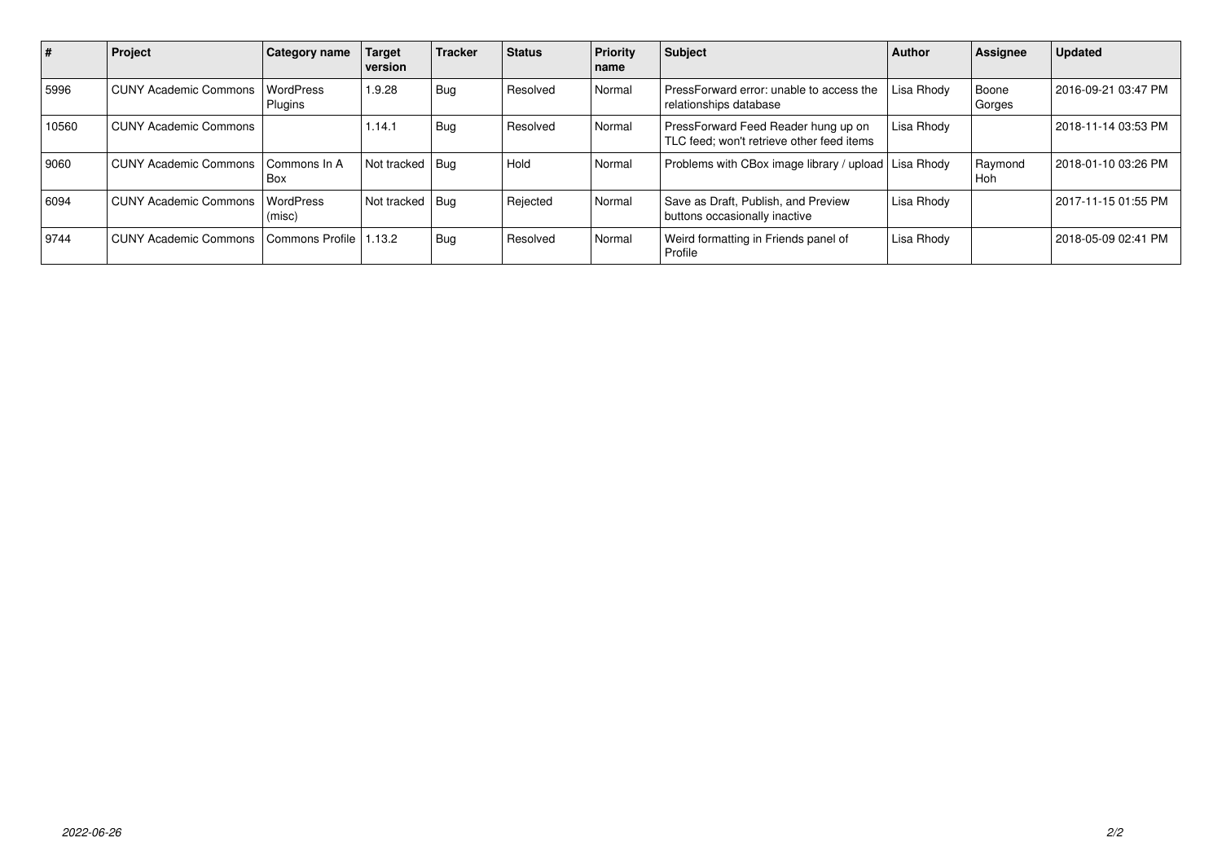| # | Project | Category name | Target version | Tracker | Status | Priority name | Subject | Author | Assignee | Updated |
|---|---|---|---|---|---|---|---|---|---|---|
| 5996 | CUNY Academic Commons | WordPress Plugins | 1.9.28 | Bug | Resolved | Normal | PressForward error: unable to access the relationships database | Lisa Rhody | Boone Gorges | 2016-09-21 03:47 PM |
| 10560 | CUNY Academic Commons | | 1.14.1 | Bug | Resolved | Normal | PressForward Feed Reader hung up on TLC feed; won't retrieve other feed items | Lisa Rhody | | 2018-11-14 03:53 PM |
| 9060 | CUNY Academic Commons | Commons In A Box | Not tracked | Bug | Hold | Normal | Problems with CBox image library / upload | Lisa Rhody | Raymond Hoh | 2018-01-10 03:26 PM |
| 6094 | CUNY Academic Commons | WordPress (misc) | Not tracked | Bug | Rejected | Normal | Save as Draft, Publish, and Preview buttons occasionally inactive | Lisa Rhody | | 2017-11-15 01:55 PM |
| 9744 | CUNY Academic Commons | Commons Profile | 1.13.2 | Bug | Resolved | Normal | Weird formatting in Friends panel of Profile | Lisa Rhody | | 2018-05-09 02:41 PM |